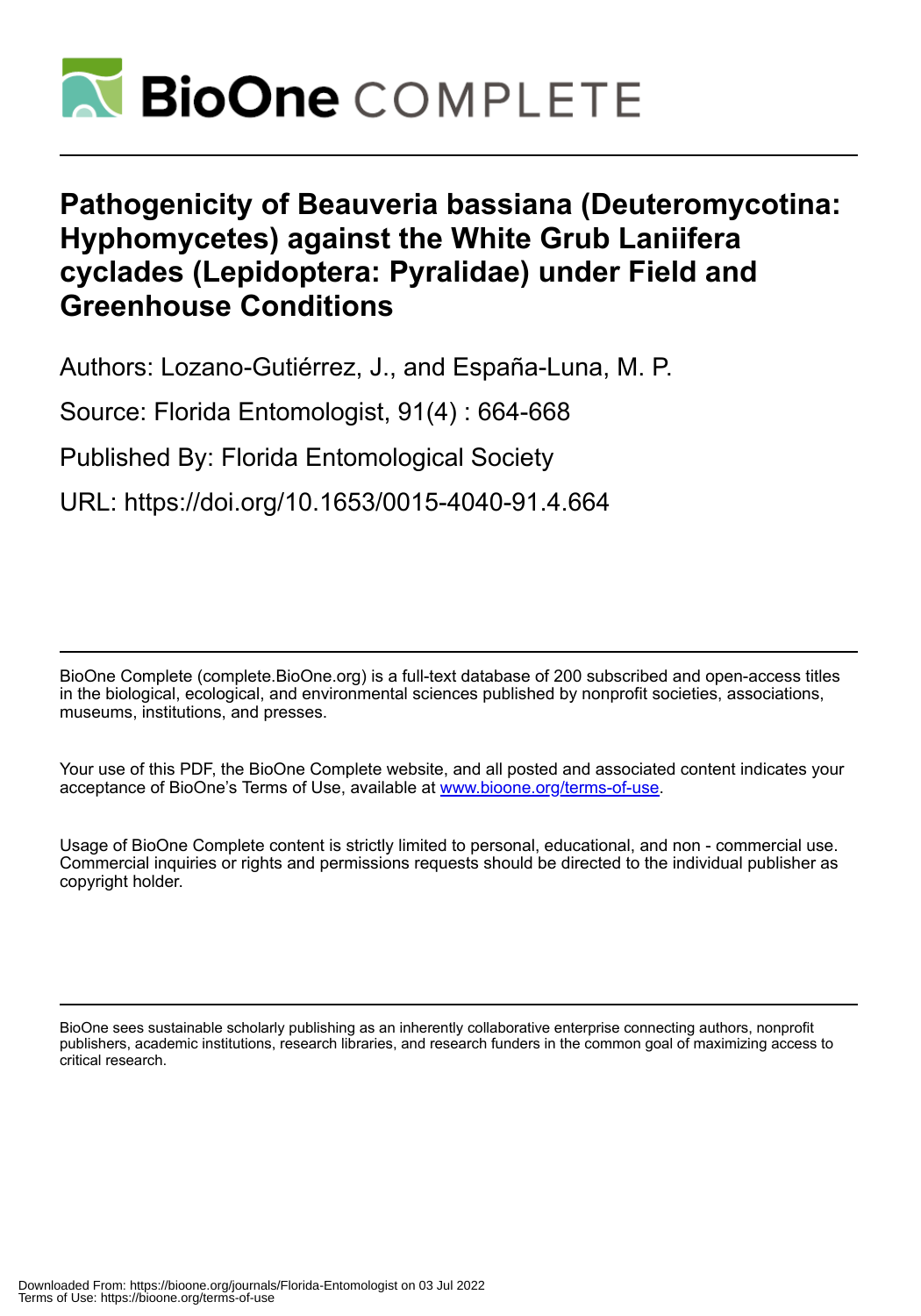# Pathogenicity of Beauveria bassiana (Deuteromycotina: Hyphomycetes) against the White Grub Laniifera cyclades (Lepidoptera: Pyralidae) under Field and Greenhouse Conditions

Authors: Lozano-Gutiérrez, J., and España-Luna, M. P.

Source: Florida Entomologist, 91(4) : 664-668

Published By: Florida Entomological Society

URL: https://doi.org/10.1653/0015-4040-91.4.664

BioOne Complete (complete.BioOne.org) is a full-text database of 200 subscribed and open-access titles in the biological, ecological, and environmental sciences published by nonprofit societies, associations, museums, institutions, and presses.

Your use of this PDF, the BioOne Complete website, and all posted and associated content indicates your acceptance of BioOne's Terms of Use, available at www.bioone.org/terms-of-use.

Usage of BioOne Complete content is strictly limited to personal, educational, and non - commercial use. Commercial inquiries or rights and permissions requests should be directed to the individual publisher as copyright holder.

BioOne sees sustainable scholarly publishing as an inherently collaborative enterprise connecting authors, nonprofit publishers, academic institutions, research libraries, and research funders in the common goal of maximizing access to critical research.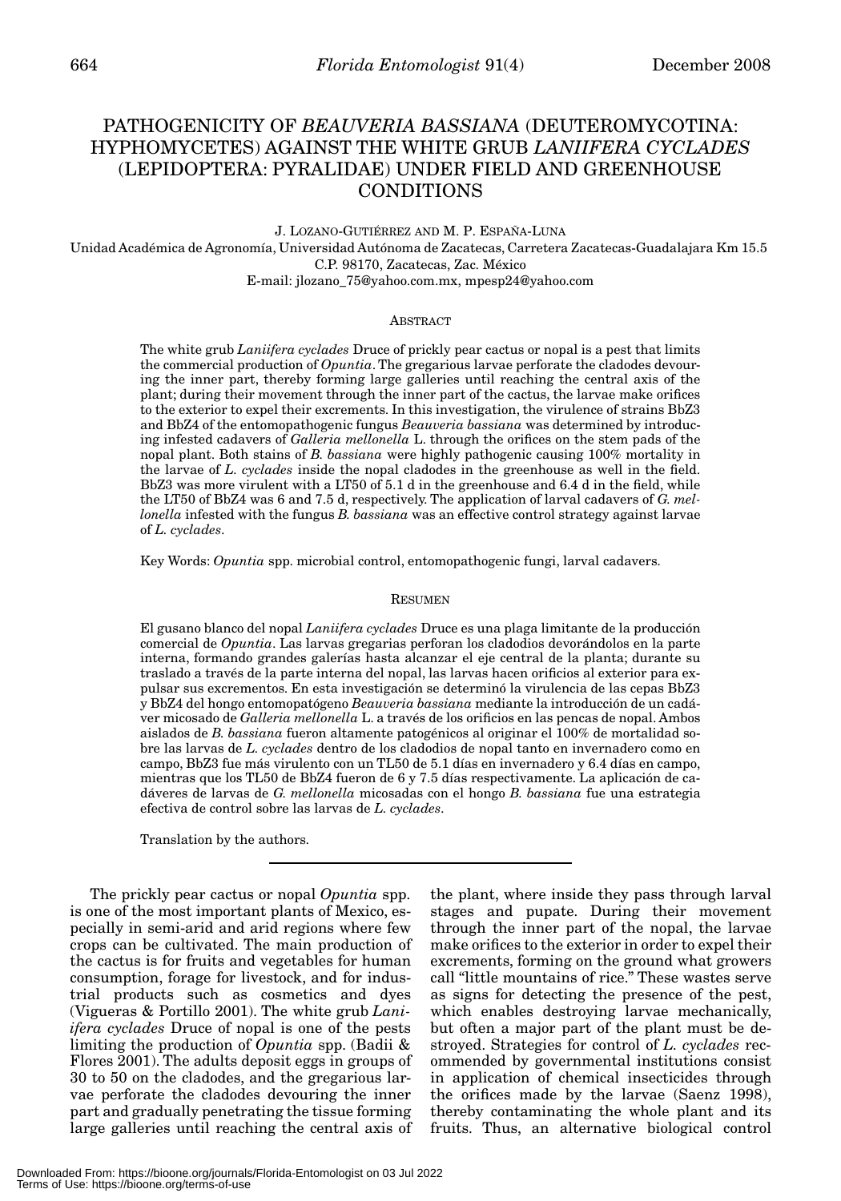# PATHOGENICITY OF *BEAUVERIA BASSIANA* (DEUTEROMYCOTINA: HYPHOMYCETES) AGAINST THE WHITE GRUB *LANIIFERA CYCLADES* (LEPIDOPTERA: PYRALIDAE) UNDER FIELD AND GREENHOUSE CONDITIONS

J. LOZANO-GUTIÉRREZ AND M. P. ESPAÑA-LUNA

Unidad Académica de Agronomía, Universidad Autónoma de Zacatecas, Carretera Zacatecas-Guadalajara Km 15.5
C.P. 98170, Zacatecas, Zac. México
E-mail: jlozano_75@yahoo.com.mx, mpesp24@yahoo.com

## ABSTRACT

The white grub *Laniifera cyclades* Druce of prickly pear cactus or nopal is a pest that limits the commercial production of *Opuntia*. The gregarious larvae perforate the cladodes devouring the inner part, thereby forming large galleries until reaching the central axis of the plant; during their movement through the inner part of the cactus, the larvae make orifices to the exterior to expel their excrements. In this investigation, the virulence of strains BbZ3 and BbZ4 of the entomopathogenic fungus *Beauveria bassiana* was determined by introducing infested cadavers of *Galleria mellonella* L. through the orifices on the stem pads of the nopal plant. Both stains of *B. bassiana* were highly pathogenic causing 100% mortality in the larvae of *L. cyclades* inside the nopal cladodes in the greenhouse as well in the field. BbZ3 was more virulent with a LT50 of 5.1 d in the greenhouse and 6.4 d in the field, while the LT50 of BbZ4 was 6 and 7.5 d, respectively. The application of larval cadavers of *G. mellonella* infested with the fungus *B. bassiana* was an effective control strategy against larvae of *L. cyclades*.

Key Words: *Opuntia* spp. microbial control, entomopathogenic fungi, larval cadavers.

## RESUMEN

El gusano blanco del nopal *Laniifera cyclades* Druce es una plaga limitante de la producción comercial de *Opuntia*. Las larvas gregarias perforan los cladodios devorándolos en la parte interna, formando grandes galerías hasta alcanzar el eje central de la planta; durante su traslado a través de la parte interna del nopal, las larvas hacen orificios al exterior para expulsar sus excrementos. En esta investigación se determinó la virulencia de las cepas BbZ3 y BbZ4 del hongo entomopatógeno *Beauveria bassiana* mediante la introducción de un cadáver micosado de *Galleria mellonella* L. a través de los orificios en las pencas de nopal. Ambos aislados de *B. bassiana* fueron altamente patogénicos al originar el 100% de mortalidad sobre las larvas de *L. cyclades* dentro de los cladodios de nopal tanto en invernadero como en campo, BbZ3 fue más virulento con un TL50 de 5.1 días en invernadero y 6.4 días en campo, mientras que los TL50 de BbZ4 fueron de 6 y 7.5 días respectivamente. La aplicación de cadáveres de larvas de *G. mellonella* micosadas con el hongo *B. bassiana* fue una estrategia efectiva de control sobre las larvas de *L. cyclades*.

Translation by the authors.

---

The prickly pear cactus or nopal *Opuntia* spp. is one of the most important plants of Mexico, especially in semi-arid and arid regions where few crops can be cultivated. The main production of the cactus is for fruits and vegetables for human consumption, forage for livestock, and for industrial products such as cosmetics and dyes (Vigueras & Portillo 2001). The white grub *Laniifera cyclades* Druce of nopal is one of the pests limiting the production of *Opuntia* spp. (Badii & Flores 2001). The adults deposit eggs in groups of 30 to 50 on the cladodes, and the gregarious larvae perforate the cladodes devouring the inner part and gradually penetrating the tissue forming large galleries until reaching the central axis of the plant, where inside they pass through larval stages and pupate. During their movement through the inner part of the nopal, the larvae make orifices to the exterior in order to expel their excrements, forming on the ground what growers call "little mountains of rice." These wastes serve as signs for detecting the presence of the pest, which enables destroying larvae mechanically, but often a major part of the plant must be destroyed. Strategies for control of *L. cyclades* recommended by governmental institutions consist in application of chemical insecticides through the orifices made by the larvae (Saenz 1998), thereby contaminating the whole plant and its fruits. Thus, an alternative biological control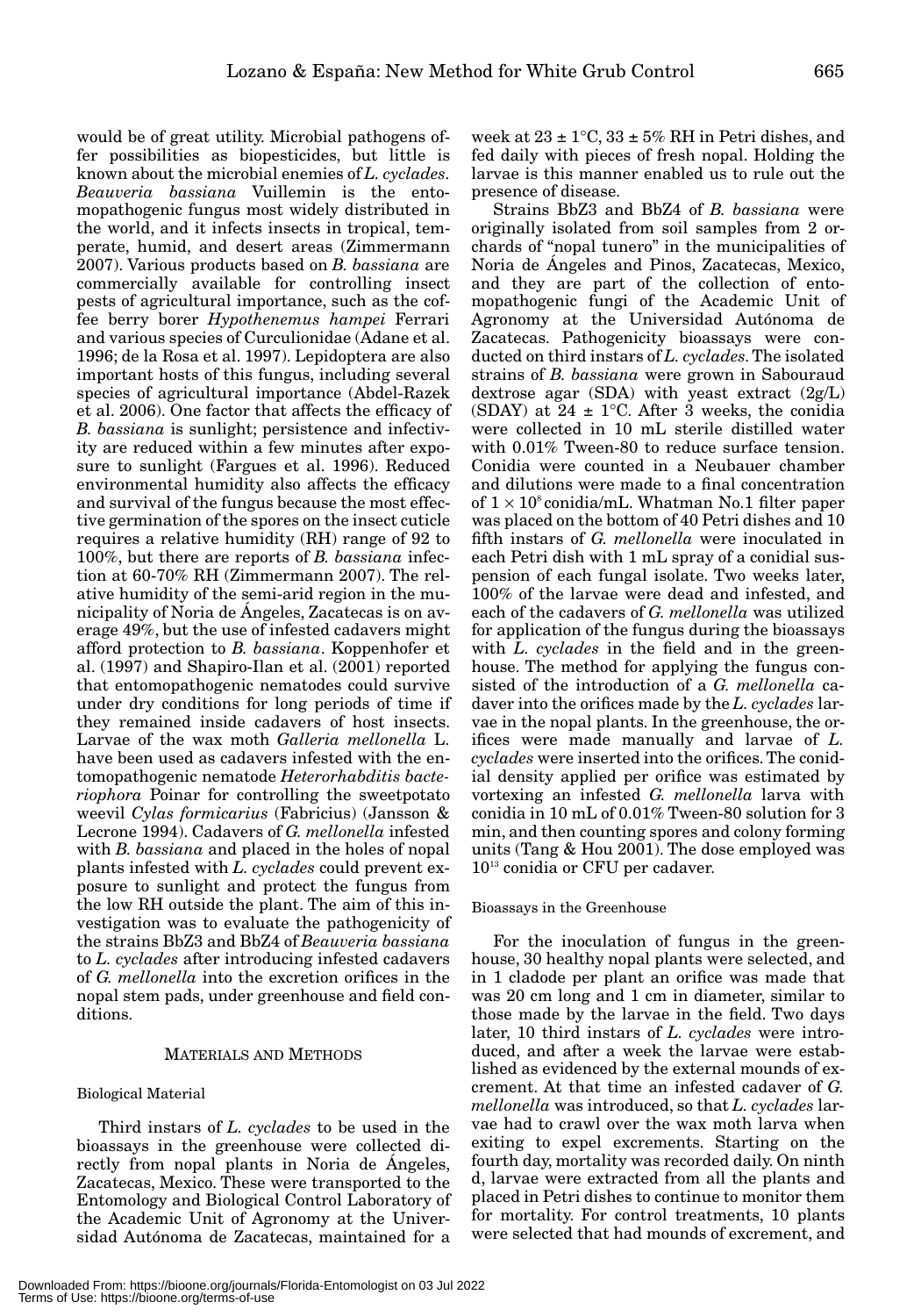would be of great utility. Microbial pathogens offer possibilities as biopesticides, but little is known about the microbial enemies of *L. cyclades*. *Beauveria bassiana* Vuillemin is the entomopathogenic fungus most widely distributed in the world, and it infects insects in tropical, temperate, humid, and desert areas (Zimmermann 2007). Various products based on *B. bassiana* are commercially available for controlling insect pests of agricultural importance, such as the coffee berry borer *Hypothenemus hampei* Ferrari and various species of Curculionidae (Adane et al. 1996; de la Rosa et al. 1997). Lepidoptera are also important hosts of this fungus, including several species of agricultural importance (Abdel-Razek et al. 2006). One factor that affects the efficacy of *B. bassiana* is sunlight; persistence and infectivity are reduced within a few minutes after exposure to sunlight (Fargues et al. 1996). Reduced environmental humidity also affects the efficacy and survival of the fungus because the most effective germination of the spores on the insect cuticle requires a relative humidity (RH) range of 92 to 100%, but there are reports of *B. bassiana* infection at 60-70% RH (Zimmermann 2007). The relative humidity of the semi-arid region in the municipality of Noria de Ángeles, Zacatecas is on average 49%, but the use of infested cadavers might afford protection to *B. bassiana*. Koppenhofer et al. (1997) and Shapiro-Ilan et al. (2001) reported that entomopathogenic nematodes could survive under dry conditions for long periods of time if they remained inside cadavers of host insects. Larvae of the wax moth *Galleria mellonella* L. have been used as cadavers infested with the entomopathogenic nematode *Heterorhabditis bacteriophora* Poinar for controlling the sweetpotato weevil *Cylas formicarius* (Fabricius) (Jansson & Lecrone 1994). Cadavers of *G. mellonella* infested with *B. bassiana* and placed in the holes of nopal plants infested with *L. cyclades* could prevent exposure to sunlight and protect the fungus from the low RH outside the plant. The aim of this investigation was to evaluate the pathogenicity of the strains BbZ3 and BbZ4 of *Beauveria bassiana* to *L. cyclades* after introducing infested cadavers of *G. mellonella* into the excretion orifices in the nopal stem pads, under greenhouse and field conditions.

## MATERIALS AND METHODS

### Biological Material

Third instars of *L. cyclades* to be used in the bioassays in the greenhouse were collected directly from nopal plants in Noria de Ángeles, Zacatecas, Mexico. These were transported to the Entomology and Biological Control Laboratory of the Academic Unit of Agronomy at the Universidad Autónoma de Zacatecas, maintained for a week at $23 \pm 1$°C, $33 \pm 5$% RH in Petri dishes, and fed daily with pieces of fresh nopal. Holding the larvae is this manner enabled us to rule out the presence of disease.

Strains BbZ3 and BbZ4 of *B. bassiana* were originally isolated from soil samples from 2 orchards of "nopal tunero" in the municipalities of Noria de Ángeles and Pinos, Zacatecas, Mexico, and they are part of the collection of entomopathogenic fungi of the Academic Unit of Agronomy at the Universidad Autónoma de Zacatecas. Pathogenicity bioassays were conducted on third instars of *L. cyclades*. The isolated strains of *B. bassiana* were grown in Sabouraud dextrose agar (SDA) with yeast extract (2g/L) (SDAY) at $24 \pm 1$°C. After 3 weeks, the conidia were collected in 10 mL sterile distilled water with 0.01% Tween-80 to reduce surface tension. Conidia were counted in a Neubauer chamber and dilutions were made to a final concentration of $1 \times 10^8$ conidia/mL. Whatman No.1 filter paper was placed on the bottom of 40 Petri dishes and 10 fifth instars of *G. mellonella* were inoculated in each Petri dish with 1 mL spray of a conidial suspension of each fungal isolate. Two weeks later, 100% of the larvae were dead and infested, and each of the cadavers of *G. mellonella* was utilized for application of the fungus during the bioassays with *L. cyclades* in the field and in the greenhouse. The method for applying the fungus consisted of the introduction of a *G. mellonella* cadaver into the orifices made by the *L. cyclades* larvae in the nopal plants. In the greenhouse, the orifices were made manually and larvae of *L. cyclades* were inserted into the orifices. The conidial density applied per orifice was estimated by vortexing an infested *G. mellonella* larva with conidia in 10 mL of 0.01% Tween-80 solution for 3 min, and then counting spores and colony forming units (Tang & Hou 2001). The dose employed was $10^{13}$ conidia or CFU per cadaver.

### Bioassays in the Greenhouse

For the inoculation of fungus in the greenhouse, 30 healthy nopal plants were selected, and in 1 cladode per plant an orifice was made that was 20 cm long and 1 cm in diameter, similar to those made by the larvae in the field. Two days later, 10 third instars of *L. cyclades* were introduced, and after a week the larvae were established as evidenced by the external mounds of excrement. At that time an infested cadaver of *G. mellonella* was introduced, so that *L. cyclades* larvae had to crawl over the wax moth larva when exiting to expel excrements. Starting on the fourth day, mortality was recorded daily. On ninth d, larvae were extracted from all the plants and placed in Petri dishes to continue to monitor them for mortality. For control treatments, 10 plants were selected that had mounds of excrement, and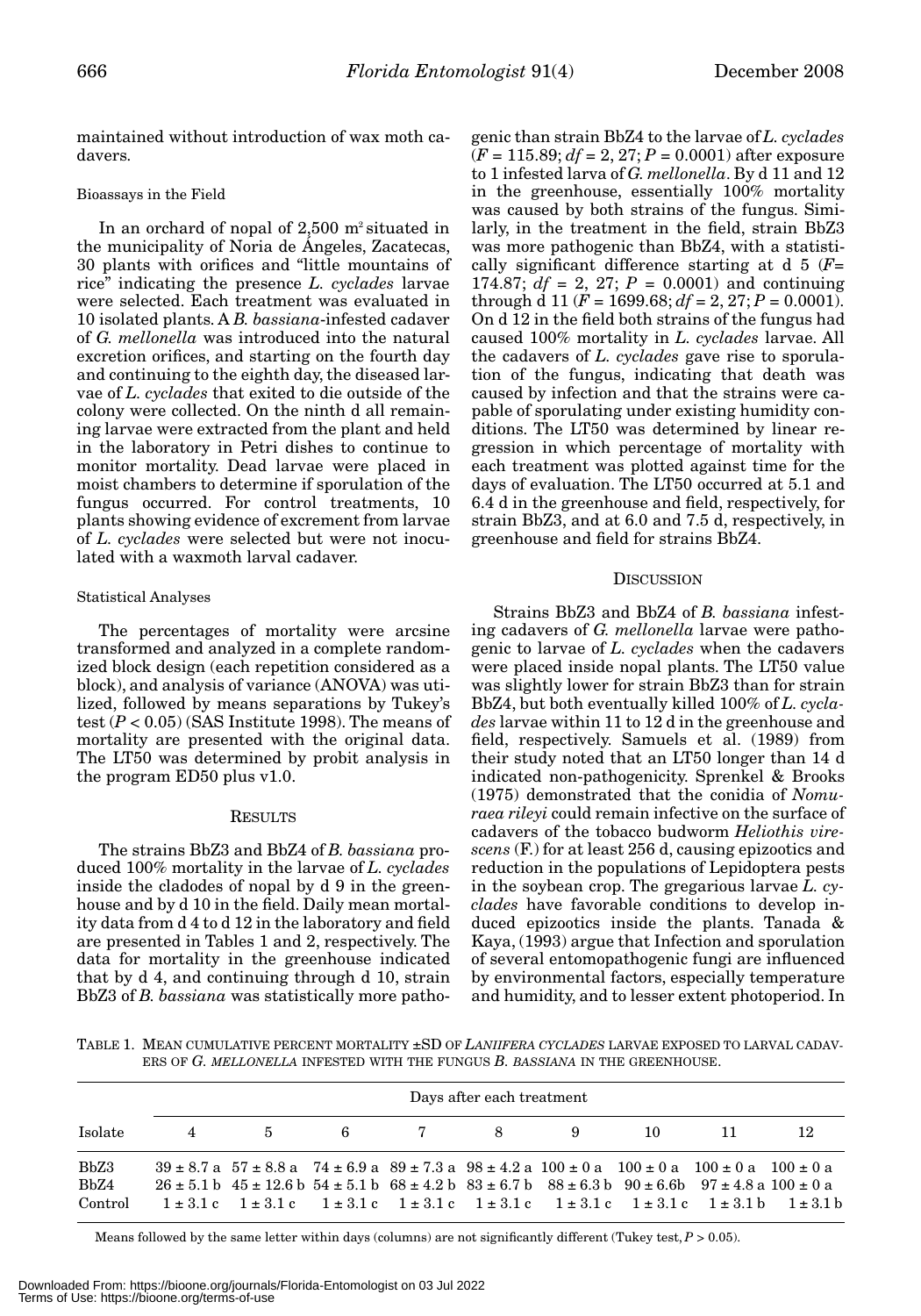maintained without introduction of wax moth cadavers.

### Bioassays in the Field

In an orchard of nopal of 2,500 $m^2$ situated in the municipality of Noria de Ángeles, Zacatecas, 30 plants with orifices and "little mountains of rice" indicating the presence *L. cyclades* larvae were selected. Each treatment was evaluated in 10 isolated plants. A *B. bassiana*-infested cadaver of *G. mellonella* was introduced into the natural excretion orifices, and starting on the fourth day and continuing to the eighth day, the diseased larvae of *L. cyclades* that exited to die outside of the colony were collected. On the ninth d all remaining larvae were extracted from the plant and held in the laboratory in Petri dishes to continue to monitor mortality. Dead larvae were placed in moist chambers to determine if sporulation of the fungus occurred. For control treatments, 10 plants showing evidence of excrement from larvae of *L. cyclades* were selected but were not inoculated with a waxmoth larval cadaver.

### Statistical Analyses

The percentages of mortality were arcsine transformed and analyzed in a complete randomized block design (each repetition considered as a block), and analysis of variance (ANOVA) was utilized, followed by means separations by Tukey's test ($P < 0.05$) (SAS Institute 1998). The means of mortality are presented with the original data. The LT50 was determined by probit analysis in the program ED50 plus v1.0.

## RESULTS

The strains BbZ3 and BbZ4 of *B. bassiana* produced 100% mortality in the larvae of *L. cyclades* inside the cladodes of nopal by d 9 in the greenhouse and by d 10 in the field. Daily mean mortality data from d 4 to d 12 in the laboratory and field are presented in Tables 1 and 2, respectively. The data for mortality in the greenhouse indicated that by d 4, and continuing through d 10, strain BbZ3 of *B. bassiana* was statistically more pathogenic than strain BbZ4 to the larvae of *L. cyclades* ($F = 115.89$; $df = 2, 27$; $P = 0.0001$) after exposure to 1 infested larva of *G. mellonella*. By d 11 and 12 in the greenhouse, essentially 100% mortality was caused by both strains of the fungus. Similarly, in the treatment in the field, strain BbZ3 was more pathogenic than BbZ4, with a statistically significant difference starting at d 5 ($F = 174.87$; $df = 2, 27$; $P = 0.0001$) and continuing through d 11 ($F = 1699.68$; $df = 2, 27$; $P = 0.0001$). On d 12 in the field both strains of the fungus had caused 100% mortality in *L. cyclades* larvae. All the cadavers of *L. cyclades* gave rise to sporulation of the fungus, indicating that death was caused by infection and that the strains were capable of sporulating under existing humidity conditions. The LT50 was determined by linear regression in which percentage of mortality with each treatment was plotted against time for the days of evaluation. The LT50 occurred at 5.1 and 6.4 d in the greenhouse and field, respectively, for strain BbZ3, and at 6.0 and 7.5 d, respectively, in greenhouse and field for strains BbZ4.

## DISCUSSION

Strains BbZ3 and BbZ4 of *B. bassiana* infesting cadavers of *G. mellonella* larvae were pathogenic to larvae of *L. cyclades* when the cadavers were placed inside nopal plants. The LT50 value was slightly lower for strain BbZ3 than for strain BbZ4, but both eventually killed 100% of *L. cyclades* larvae within 11 to 12 d in the greenhouse and field, respectively. Samuels et al. (1989) from their study noted that an LT50 longer than 14 d indicated non-pathogenicity. Sprenkel & Brooks (1975) demonstrated that the conidia of *Nomuraea rileyi* could remain infective on the surface of cadavers of the tobacco budworm *Heliothis virescens* (F.) for at least 256 d, causing epizootics and reduction in the populations of Lepidoptera pests in the soybean crop. The gregarious larvae *L. cyclades* have favorable conditions to develop induced epizootics inside the plants. Tanada & Kaya, (1993) argue that Infection and sporulation of several entomopathogenic fungi are influenced by environmental factors, especially temperature and humidity, and to lesser extent photoperiod. In

TABLE 1. MEAN CUMULATIVE PERCENT MORTALITY ±SD OF *LANIIFERA CYCLADES* LARVAE EXPOSED TO LARVAL CADAVERS OF *G. MELLONELLA* INFESTED WITH THE FUNGUS *B. BASSIANA* IN THE GREENHOUSE.

| | Days after each treatment | | | | | | | | |
|---|---|---|---|---|---|---|---|---|---|
| Isolate | 4 | 5 | 6 | 7 | 8 | 9 | 10 | 11 | 12 |
| BbZ3 | 39 ± 8.7 a | 57 ± 8.8 a | 74 ± 6.9 a | 89 ± 7.3 a | 98 ± 4.2 a | 100 ± 0 a | 100 ± 0 a | 100 ± 0 a | 100 ± 0 a |
| BbZ4 | 26 ± 5.1 b | 45 ± 12.6 b | 54 ± 5.1 b | 68 ± 4.2 b | 83 ± 6.7 b | 88 ± 6.3 b | 90 ± 6.6b | 97 ± 4.8 a | 100 ± 0 a |
| Control | 1 ± 3.1 c | 1 ± 3.1 c | 1 ± 3.1 c | 1 ± 3.1 c | 1 ± 3.1 c | 1 ± 3.1 c | 1 ± 3.1 c | 1 ± 3.1 b | 1 ± 3.1 b |

Means followed by the same letter within days (columns) are not significantly different (Tukey test, $P > 0.05$).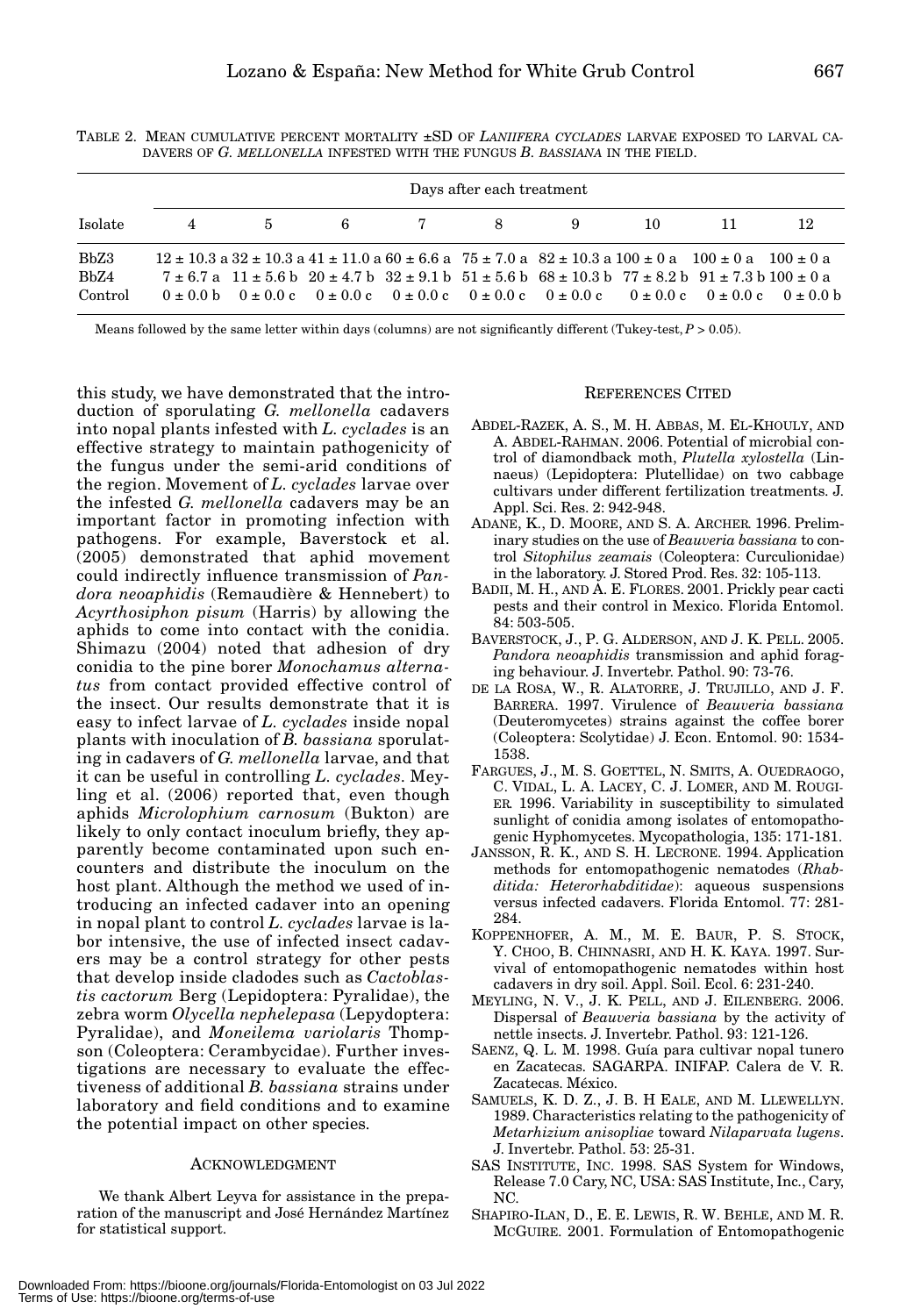TABLE 2. MEAN CUMULATIVE PERCENT MORTALITY ±SD OF *LANIIFERA CYCLADES* LARVAE EXPOSED TO LARVAL CADAVERS OF *G. MELLONELLA* INFESTED WITH THE FUNGUS *B. BASSIANA* IN THE FIELD.

| | Days after each treatment | | | | | | | | |
|---|---|---|---|---|---|---|---|---|---|
| Isolate | 4 | 5 | 6 | 7 | 8 | 9 | 10 | 11 | 12 |
| BbZ3 | 12 ± 10.3 a | 32 ± 10.3 a | 41 ± 11.0 a | 60 ± 6.6 a | 75 ± 7.0 a | 82 ± 10.3 a | 100 ± 0 a | 100 ± 0 a | 100 ± 0 a |
| BbZ4 | 7 ± 6.7 a | 11 ± 5.6 b | 20 ± 4.7 b | 32 ± 9.1 b | 51 ± 5.6 b | 68 ± 10.3 b | 77 ± 8.2 b | 91 ± 7.3 b | 100 ± 0 a |
| Control | 0 ± 0.0 b | 0 ± 0.0 c | 0 ± 0.0 c | 0 ± 0.0 c | 0 ± 0.0 c | 0 ± 0.0 c | 0 ± 0.0 c | 0 ± 0.0 c | 0 ± 0.0 b |

Means followed by the same letter within days (columns) are not significantly different (Tukey-test, $P > 0.05$).

this study, we have demonstrated that the introduction of sporulating *G. mellonella* cadavers into nopal plants infested with *L. cyclades* is an effective strategy to maintain pathogenicity of the fungus under the semi-arid conditions of the region. Movement of *L. cyclades* larvae over the infested *G. mellonella* cadavers may be an important factor in promoting infection with pathogens. For example, Baverstock et al. (2005) demonstrated that aphid movement could indirectly influence transmission of *Pandora neoaphidis* (Remaudière & Hennebert) to *Acyrthosiphon pisum* (Harris) by allowing the aphids to come into contact with the conidia. Shimazu (2004) noted that adhesion of dry conidia to the pine borer *Monochamus alternatus* from contact provided effective control of the insect. Our results demonstrate that it is easy to infect larvae of *L. cyclades* inside nopal plants with inoculation of *B. bassiana* sporulating in cadavers of *G. mellonella* larvae, and that it can be useful in controlling *L. cyclades*. Meyling et al. (2006) reported that, even though aphids *Microlophium carnosum* (Bukton) are likely to only contact inoculum briefly, they apparently become contaminated upon such encounters and distribute the inoculum on the host plant. Although the method we used of introducing an infected cadaver into an opening in nopal plant to control *L. cyclades* larvae is labor intensive, the use of infected insect cadavers may be a control strategy for other pests that develop inside cladodes such as *Cactoblastis cactorum* Berg (Lepidoptera: Pyralidae), the zebra worm *Olycella nephelepasa* (Lepydoptera: Pyralidae), and *Moneilema variolaris* Thompson (Coleoptera: Cerambycidae). Further investigations are necessary to evaluate the effectiveness of additional *B. bassiana* strains under laboratory and field conditions and to examine the potential impact on other species.

## ACKNOWLEDGMENT

We thank Albert Leyva for assistance in the preparation of the manuscript and José Hernández Martínez for statistical support.

## REFERENCES CITED

ABDEL-RAZEK, A. S., M. H. ABBAS, M. EL-KHOULY, AND A. ABDEL-RAHMAN. 2006. Potential of microbial control of diamondback moth, *Plutella xylostella* (Linnaeus) (Lepidoptera: Plutellidae) on two cabbage cultivars under different fertilization treatments. J. Appl. Sci. Res. 2: 942-948.

ADANE, K., D. MOORE, AND S. A. ARCHER. 1996. Preliminary studies on the use of *Beauveria bassiana* to control *Sitophilus zeamais* (Coleoptera: Curculionidae) in the laboratory. J. Stored Prod. Res. 32: 105-113.

BADII, M. H., AND A. E. FLORES. 2001. Prickly pear cacti pests and their control in Mexico. Florida Entomol. 84: 503-505.

BAVERSTOCK, J., P. G. ALDERSON, AND J. K. PELL. 2005. *Pandora neoaphidis* transmission and aphid foraging behaviour. J. Invertebr. Pathol. 90: 73-76.

DE LA ROSA, W., R. ALATORRE, J. TRUJILLO, AND J. F. BARRERA. 1997. Virulence of *Beauveria bassiana* (Deuteromycetes) strains against the coffee borer (Coleoptera: Scolytidae) J. Econ. Entomol. 90: 1534-1538.

FARGUES, J., M. S. GOETTEL, N. SMITS, A. OUEDRAOGO, C. VIDAL, L. A. LACEY, C. J. LOMER, AND M. ROUGIER. 1996. Variability in susceptibility to simulated sunlight of conidia among isolates of entomopathogenic Hyphomycetes. Mycopathologia, 135: 171-181.

JANSSON, R. K., AND S. H. LECRONE. 1994. Application methods for entomopathogenic nematodes (*Rhabditida: Heterorhabditidae*): aqueous suspensions versus infected cadavers. Florida Entomol. 77: 281-284.

KOPPENHOFER, A. M., M. E. BAUR, P. S. STOCK, Y. CHOO, B. CHINNASRI, AND H. K. KAYA. 1997. Survival of entomopathogenic nematodes within host cadavers in dry soil. Appl. Soil. Ecol. 6: 231-240.

MEYLING, N. V., J. K. PELL, AND J. EILENBERG. 2006. Dispersal of *Beauveria bassiana* by the activity of nettle insects. J. Invertebr. Pathol. 93: 121-126.

SAENZ, Q. L. M. 1998. Guía para cultivar nopal tunero en Zacatecas. SAGARPA. INIFAP. Calera de V. R. Zacatecas. México.

SAMUELS, K. D. Z., J. B. H EALE, AND M. LLEWELLYN. 1989. Characteristics relating to the pathogenicity of *Metarhizium anisopliae* toward *Nilaparvata lugens*. J. Invertebr. Pathol. 53: 25-31.

SAS INSTITUTE, INC. 1998. SAS System for Windows, Release 7.0 Cary, NC, USA: SAS Institute, Inc., Cary, NC.

SHAPIRO-ILAN, D., E. E. LEWIS, R. W. BEHLE, AND M. R. MCGUIRE. 2001. Formulation of Entomopathogenic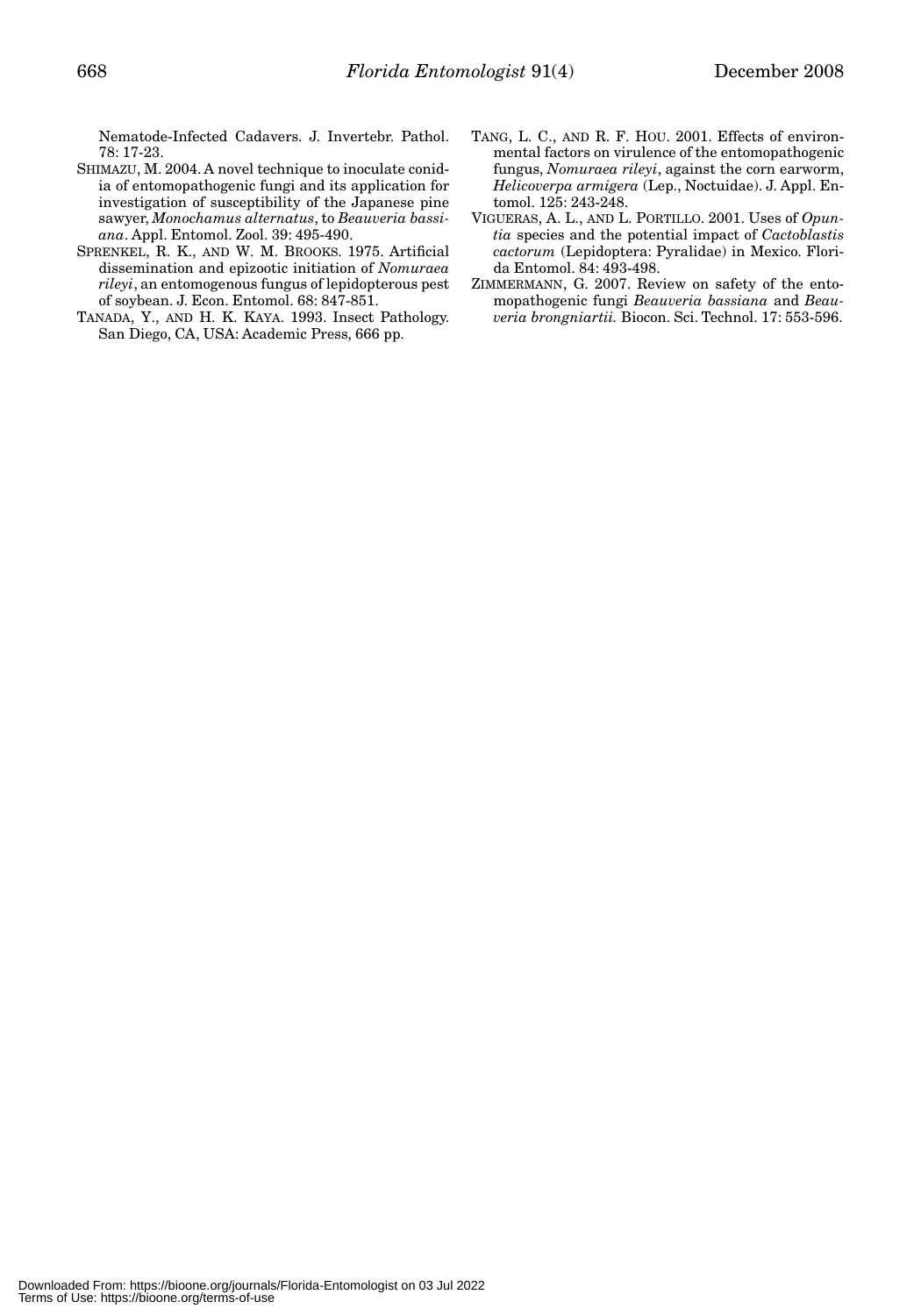Nematode-Infected Cadavers. J. Invertebr. Pathol. 78: 17-23.

SHIMAZU, M. 2004. A novel technique to inoculate conidia of entomopathogenic fungi and its application for investigation of susceptibility of the Japanese pine sawyer, *Monochamus alternatus*, to *Beauveria bassiana*. Appl. Entomol. Zool. 39: 495-490.

SPRENKEL, R. K., AND W. M. BROOKS. 1975. Artificial dissemination and epizootic initiation of *Nomuraea rileyi*, an entomogenous fungus of lepidopterous pest of soybean. J. Econ. Entomol. 68: 847-851.

TANADA, Y., AND H. K. KAYA. 1993. Insect Pathology. San Diego, CA, USA: Academic Press, 666 pp.

TANG, L. C., AND R. F. HOU. 2001. Effects of environmental factors on virulence of the entomopathogenic fungus, *Nomuraea rileyi*, against the corn earworm, *Helicoverpa armigera* (Lep., Noctuidae). J. Appl. Entomol. 125: 243-248.

VIGUERAS, A. L., AND L. PORTILLO. 2001. Uses of *Opuntia* species and the potential impact of *Cactoblastis cactorum* (Lepidoptera: Pyralidae) in Mexico. Florida Entomol. 84: 493-498.

ZIMMERMANN, G. 2007. Review on safety of the entomopathogenic fungi *Beauveria bassiana* and *Beauveria brongniartii.* Biocon. Sci. Technol. 17: 553-596.